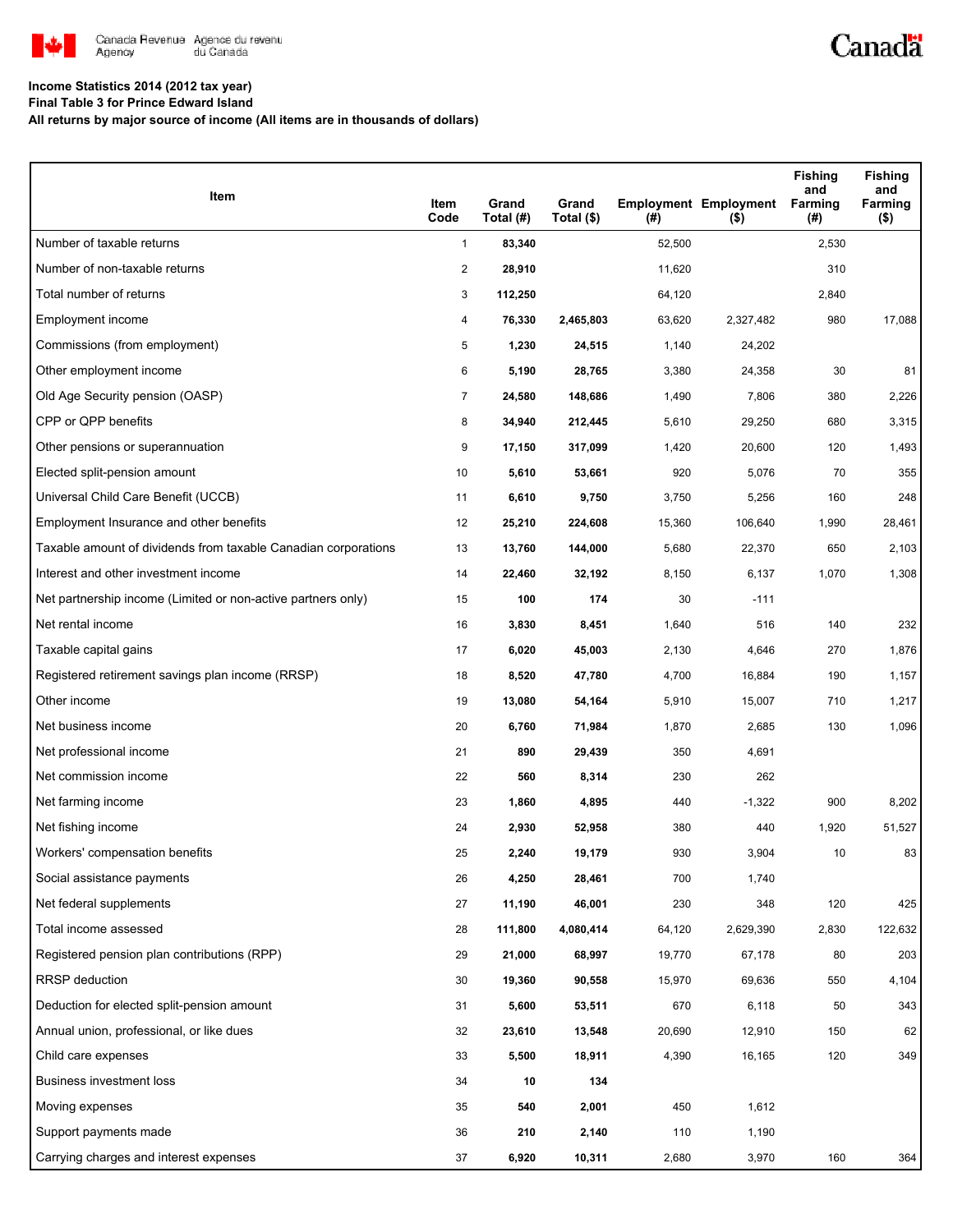**Income Statistics 2014 (2012 tax year)**

**Final Table 3 for Prince Edward Island**

**All returns by major source of income (All items are in thousands of dollars)**

| Item | Item Code | Grand Total (#) | Grand Total ($) | Employment (#) | Employment ($) | Fishing and Farming (#) | Fishing and Farming ($) |
|---|---|---|---|---|---|---|---|
| Number of taxable returns | 1 | **83,340** | | 52,500 | | 2,530 | |
| Number of non-taxable returns | 2 | **28,910** | | 11,620 | | 310 | |
| Total number of returns | 3 | **112,250** | | 64,120 | | 2,840 | |
| Employment income | 4 | **76,330** | **2,465,803** | 63,620 | 2,327,482 | 980 | 17,088 |
| Commissions (from employment) | 5 | **1,230** | **24,515** | 1,140 | 24,202 | | |
| Other employment income | 6 | **5,190** | **28,765** | 3,380 | 24,358 | 30 | 81 |
| Old Age Security pension (OASP) | 7 | **24,580** | **148,686** | 1,490 | 7,806 | 380 | 2,226 |
| CPP or QPP benefits | 8 | **34,940** | **212,445** | 5,610 | 29,250 | 680 | 3,315 |
| Other pensions or superannuation | 9 | **17,150** | **317,099** | 1,420 | 20,600 | 120 | 1,493 |
| Elected split-pension amount | 10 | **5,610** | **53,661** | 920 | 5,076 | 70 | 355 |
| Universal Child Care Benefit (UCCB) | 11 | **6,610** | **9,750** | 3,750 | 5,256 | 160 | 248 |
| Employment Insurance and other benefits | 12 | **25,210** | **224,608** | 15,360 | 106,640 | 1,990 | 28,461 |
| Taxable amount of dividends from taxable Canadian corporations | 13 | **13,760** | **144,000** | 5,680 | 22,370 | 650 | 2,103 |
| Interest and other investment income | 14 | **22,460** | **32,192** | 8,150 | 6,137 | 1,070 | 1,308 |
| Net partnership income (Limited or non-active partners only) | 15 | **100** | **174** | 30 | -111 | | |
| Net rental income | 16 | **3,830** | **8,451** | 1,640 | 516 | 140 | 232 |
| Taxable capital gains | 17 | **6,020** | **45,003** | 2,130 | 4,646 | 270 | 1,876 |
| Registered retirement savings plan income (RRSP) | 18 | **8,520** | **47,780** | 4,700 | 16,884 | 190 | 1,157 |
| Other income | 19 | **13,080** | **54,164** | 5,910 | 15,007 | 710 | 1,217 |
| Net business income | 20 | **6,760** | **71,984** | 1,870 | 2,685 | 130 | 1,096 |
| Net professional income | 21 | **890** | **29,439** | 350 | 4,691 | | |
| Net commission income | 22 | **560** | **8,314** | 230 | 262 | | |
| Net farming income | 23 | **1,860** | **4,895** | 440 | -1,322 | 900 | 8,202 |
| Net fishing income | 24 | **2,930** | **52,958** | 380 | 440 | 1,920 | 51,527 |
| Workers' compensation benefits | 25 | **2,240** | **19,179** | 930 | 3,904 | 10 | 83 |
| Social assistance payments | 26 | **4,250** | **28,461** | 700 | 1,740 | | |
| Net federal supplements | 27 | **11,190** | **46,001** | 230 | 348 | 120 | 425 |
| Total income assessed | 28 | **111,800** | **4,080,414** | 64,120 | 2,629,390 | 2,830 | 122,632 |
| Registered pension plan contributions (RPP) | 29 | **21,000** | **68,997** | 19,770 | 67,178 | 80 | 203 |
| RRSP deduction | 30 | **19,360** | **90,558** | 15,970 | 69,636 | 550 | 4,104 |
| Deduction for elected split-pension amount | 31 | **5,600** | **53,511** | 670 | 6,118 | 50 | 343 |
| Annual union, professional, or like dues | 32 | **23,610** | **13,548** | 20,690 | 12,910 | 150 | 62 |
| Child care expenses | 33 | **5,500** | **18,911** | 4,390 | 16,165 | 120 | 349 |
| Business investment loss | 34 | **10** | **134** | | | | |
| Moving expenses | 35 | **540** | **2,001** | 450 | 1,612 | | |
| Support payments made | 36 | **210** | **2,140** | 110 | 1,190 | | |
| Carrying charges and interest expenses | 37 | **6,920** | **10,311** | 2,680 | 3,970 | 160 | 364 |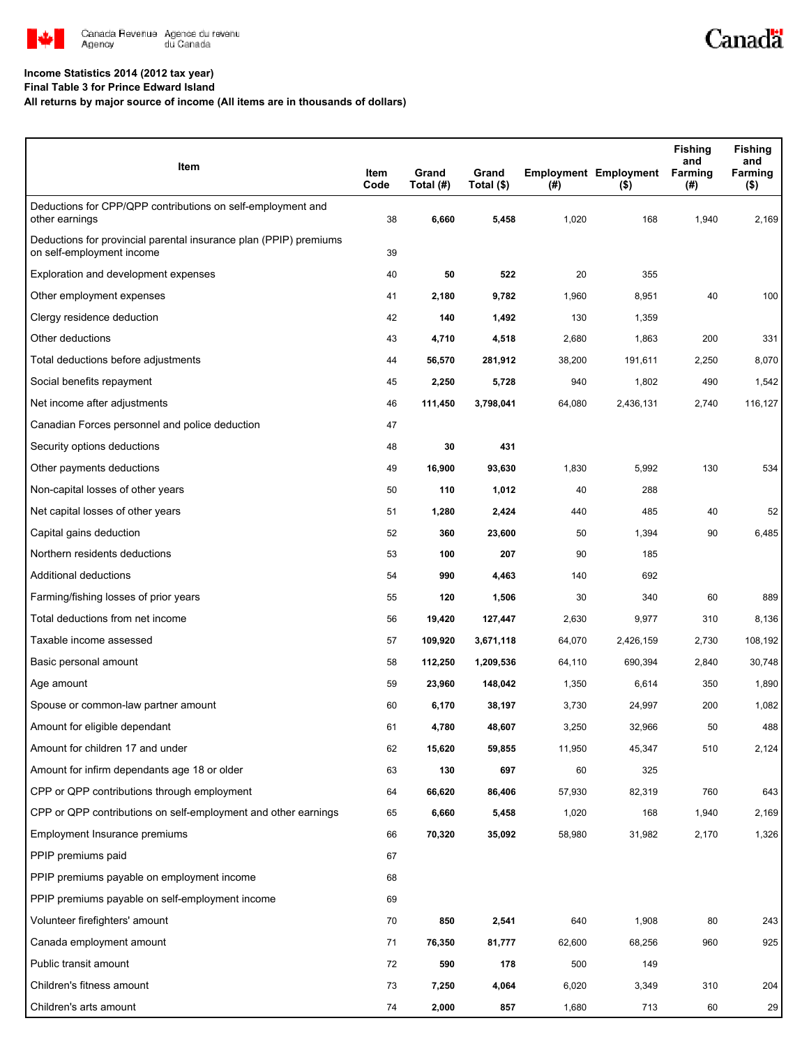**Income Statistics 2014 (2012 tax year)**
**Final Table 3 for Prince Edward Island**
**All returns by major source of income (All items are in thousands of dollars)**

| Item | Item Code | Grand Total (#) | Grand Total ($) | Employment (#) | Employment ($) | Fishing and Farming (#) | Fishing and Farming ($) |
|---|---|---|---|---|---|---|---|
| Deductions for CPP/QPP contributions on self-employment and other earnings | 38 | **6,660** | **5,458** | 1,020 | 168 | 1,940 | 2,169 |
| Deductions for provincial parental insurance plan (PPIP) premiums on self-employment income | 39 | | | | | | |
| Exploration and development expenses | 40 | **50** | **522** | 20 | 355 | | |
| Other employment expenses | 41 | **2,180** | **9,782** | 1,960 | 8,951 | 40 | 100 |
| Clergy residence deduction | 42 | **140** | **1,492** | 130 | 1,359 | | |
| Other deductions | 43 | **4,710** | **4,518** | 2,680 | 1,863 | 200 | 331 |
| Total deductions before adjustments | 44 | **56,570** | **281,912** | 38,200 | 191,611 | 2,250 | 8,070 |
| Social benefits repayment | 45 | **2,250** | **5,728** | 940 | 1,802 | 490 | 1,542 |
| Net income after adjustments | 46 | **111,450** | **3,798,041** | 64,080 | 2,436,131 | 2,740 | 116,127 |
| Canadian Forces personnel and police deduction | 47 | | | | | | |
| Security options deductions | 48 | **30** | **431** | | | | |
| Other payments deductions | 49 | **16,900** | **93,630** | 1,830 | 5,992 | 130 | 534 |
| Non-capital losses of other years | 50 | **110** | **1,012** | 40 | 288 | | |
| Net capital losses of other years | 51 | **1,280** | **2,424** | 440 | 485 | 40 | 52 |
| Capital gains deduction | 52 | **360** | **23,600** | 50 | 1,394 | 90 | 6,485 |
| Northern residents deductions | 53 | **100** | **207** | 90 | 185 | | |
| Additional deductions | 54 | **990** | **4,463** | 140 | 692 | | |
| Farming/fishing losses of prior years | 55 | **120** | **1,506** | 30 | 340 | 60 | 889 |
| Total deductions from net income | 56 | **19,420** | **127,447** | 2,630 | 9,977 | 310 | 8,136 |
| Taxable income assessed | 57 | **109,920** | **3,671,118** | 64,070 | 2,426,159 | 2,730 | 108,192 |
| Basic personal amount | 58 | **112,250** | **1,209,536** | 64,110 | 690,394 | 2,840 | 30,748 |
| Age amount | 59 | **23,960** | **148,042** | 1,350 | 6,614 | 350 | 1,890 |
| Spouse or common-law partner amount | 60 | **6,170** | **38,197** | 3,730 | 24,997 | 200 | 1,082 |
| Amount for eligible dependant | 61 | **4,780** | **48,607** | 3,250 | 32,966 | 50 | 488 |
| Amount for children 17 and under | 62 | **15,620** | **59,855** | 11,950 | 45,347 | 510 | 2,124 |
| Amount for infirm dependants age 18 or older | 63 | **130** | **697** | 60 | 325 | | |
| CPP or QPP contributions through employment | 64 | **66,620** | **86,406** | 57,930 | 82,319 | 760 | 643 |
| CPP or QPP contributions on self-employment and other earnings | 65 | **6,660** | **5,458** | 1,020 | 168 | 1,940 | 2,169 |
| Employment Insurance premiums | 66 | **70,320** | **35,092** | 58,980 | 31,982 | 2,170 | 1,326 |
| PPIP premiums paid | 67 | | | | | | |
| PPIP premiums payable on employment income | 68 | | | | | | |
| PPIP premiums payable on self-employment income | 69 | | | | | | |
| Volunteer firefighters' amount | 70 | **850** | **2,541** | 640 | 1,908 | 80 | 243 |
| Canada employment amount | 71 | **76,350** | **81,777** | 62,600 | 68,256 | 960 | 925 |
| Public transit amount | 72 | **590** | **178** | 500 | 149 | | |
| Children's fitness amount | 73 | **7,250** | **4,064** | 6,020 | 3,349 | 310 | 204 |
| Children's arts amount | 74 | **2,000** | **857** | 1,680 | 713 | 60 | 29 |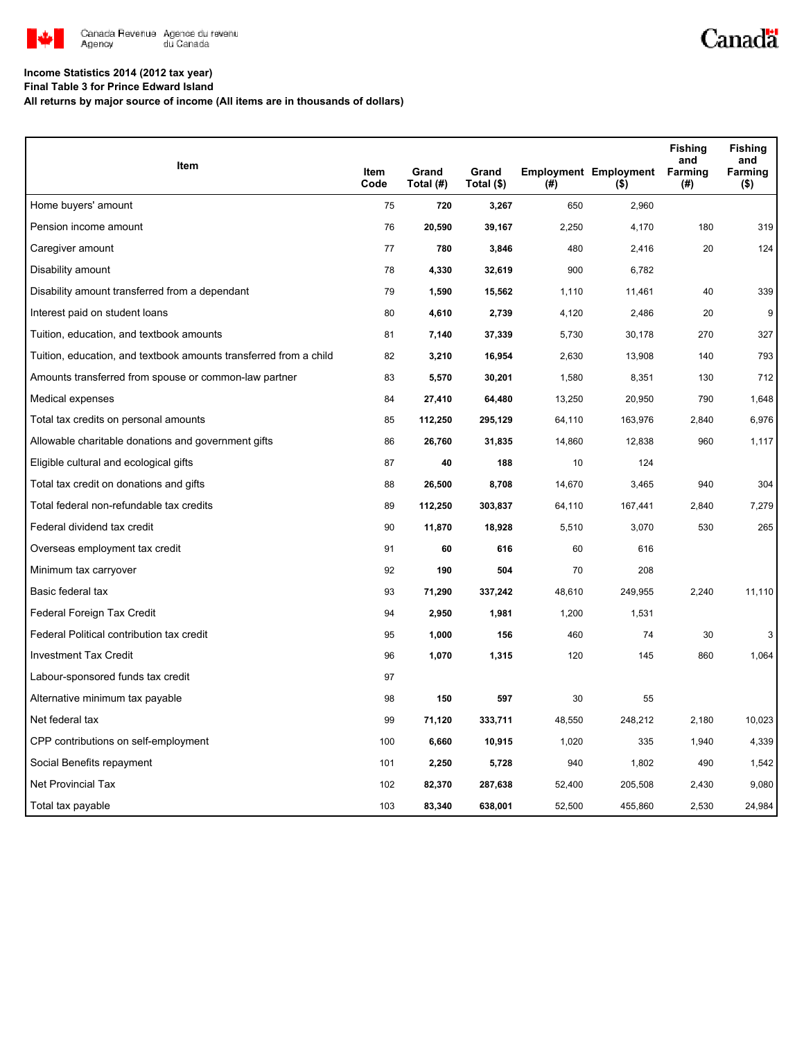**Income Statistics 2014 (2012 tax year)**

**Final Table 3 for Prince Edward Island**

**All returns by major source of income (All items are in thousands of dollars)**

| Item | Item Code | Grand Total (#) | Grand Total ($) | Employment (#) | Employment ($) | Fishing and Farming (#) | Fishing and Farming ($) |
|---|---|---|---|---|---|---|---|
| Home buyers' amount | 75 | **720** | **3,267** | 650 | 2,960 | | |
| Pension income amount | 76 | **20,590** | **39,167** | 2,250 | 4,170 | 180 | 319 |
| Caregiver amount | 77 | **780** | **3,846** | 480 | 2,416 | 20 | 124 |
| Disability amount | 78 | **4,330** | **32,619** | 900 | 6,782 | | |
| Disability amount transferred from a dependant | 79 | **1,590** | **15,562** | 1,110 | 11,461 | 40 | 339 |
| Interest paid on student loans | 80 | **4,610** | **2,739** | 4,120 | 2,486 | 20 | 9 |
| Tuition, education, and textbook amounts | 81 | **7,140** | **37,339** | 5,730 | 30,178 | 270 | 327 |
| Tuition, education, and textbook amounts transferred from a child | 82 | **3,210** | **16,954** | 2,630 | 13,908 | 140 | 793 |
| Amounts transferred from spouse or common-law partner | 83 | **5,570** | **30,201** | 1,580 | 8,351 | 130 | 712 |
| Medical expenses | 84 | **27,410** | **64,480** | 13,250 | 20,950 | 790 | 1,648 |
| Total tax credits on personal amounts | 85 | **112,250** | **295,129** | 64,110 | 163,976 | 2,840 | 6,976 |
| Allowable charitable donations and government gifts | 86 | **26,760** | **31,835** | 14,860 | 12,838 | 960 | 1,117 |
| Eligible cultural and ecological gifts | 87 | **40** | **188** | 10 | 124 | | |
| Total tax credit on donations and gifts | 88 | **26,500** | **8,708** | 14,670 | 3,465 | 940 | 304 |
| Total federal non-refundable tax credits | 89 | **112,250** | **303,837** | 64,110 | 167,441 | 2,840 | 7,279 |
| Federal dividend tax credit | 90 | **11,870** | **18,928** | 5,510 | 3,070 | 530 | 265 |
| Overseas employment tax credit | 91 | **60** | **616** | 60 | 616 | | |
| Minimum tax carryover | 92 | **190** | **504** | 70 | 208 | | |
| Basic federal tax | 93 | **71,290** | **337,242** | 48,610 | 249,955 | 2,240 | 11,110 |
| Federal Foreign Tax Credit | 94 | **2,950** | **1,981** | 1,200 | 1,531 | | |
| Federal Political contribution tax credit | 95 | **1,000** | **156** | 460 | 74 | 30 | 3 |
| Investment Tax Credit | 96 | **1,070** | **1,315** | 120 | 145 | 860 | 1,064 |
| Labour-sponsored funds tax credit | 97 | | | | | | |
| Alternative minimum tax payable | 98 | **150** | **597** | 30 | 55 | | |
| Net federal tax | 99 | **71,120** | **333,711** | 48,550 | 248,212 | 2,180 | 10,023 |
| CPP contributions on self-employment | 100 | **6,660** | **10,915** | 1,020 | 335 | 1,940 | 4,339 |
| Social Benefits repayment | 101 | **2,250** | **5,728** | 940 | 1,802 | 490 | 1,542 |
| Net Provincial Tax | 102 | **82,370** | **287,638** | 52,400 | 205,508 | 2,430 | 9,080 |
| Total tax payable | 103 | **83,340** | **638,001** | 52,500 | 455,860 | 2,530 | 24,984 |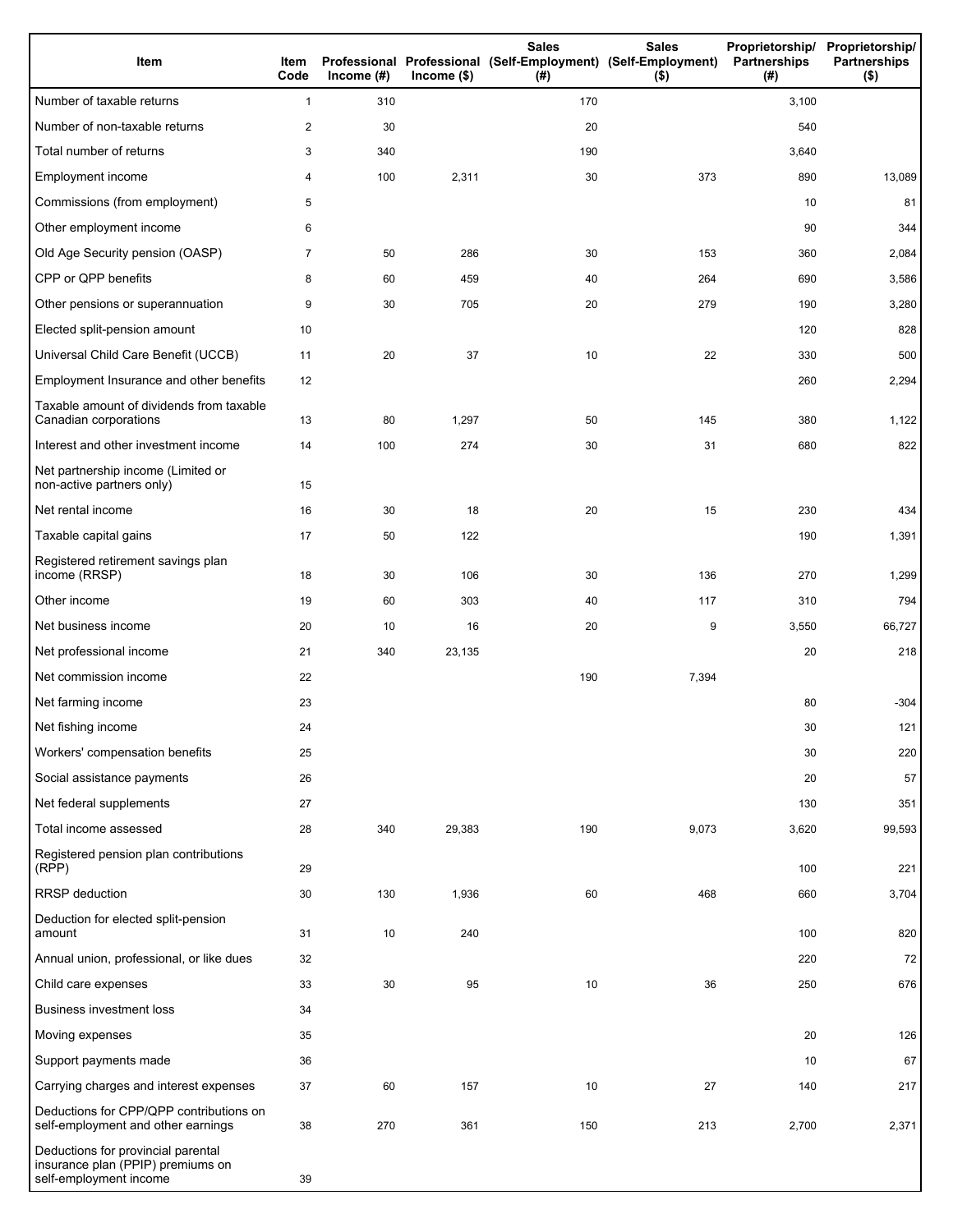| Item | Item Code | Professional Income (#) | Professional Income ($) | Sales (Self-Employment) (#) | Sales (Self-Employment) ($) | Proprietorship/ Partnerships (#) | Proprietorship/ Partnerships ($) |
|---|---|---|---|---|---|---|---|
| Number of taxable returns | 1 | 310 | | 170 | | 3,100 | |
| Number of non-taxable returns | 2 | 30 | | 20 | | 540 | |
| Total number of returns | 3 | 340 | | 190 | | 3,640 | |
| Employment income | 4 | 100 | 2,311 | 30 | 373 | 890 | 13,089 |
| Commissions (from employment) | 5 | | | | | 10 | 81 |
| Other employment income | 6 | | | | | 90 | 344 |
| Old Age Security pension (OASP) | 7 | 50 | 286 | 30 | 153 | 360 | 2,084 |
| CPP or QPP benefits | 8 | 60 | 459 | 40 | 264 | 690 | 3,586 |
| Other pensions or superannuation | 9 | 30 | 705 | 20 | 279 | 190 | 3,280 |
| Elected split-pension amount | 10 | | | | | 120 | 828 |
| Universal Child Care Benefit (UCCB) | 11 | 20 | 37 | 10 | 22 | 330 | 500 |
| Employment Insurance and other benefits | 12 | | | | | 260 | 2,294 |
| Taxable amount of dividends from taxable Canadian corporations | 13 | 80 | 1,297 | 50 | 145 | 380 | 1,122 |
| Interest and other investment income | 14 | 100 | 274 | 30 | 31 | 680 | 822 |
| Net partnership income (Limited or non-active partners only) | 15 | | | | | | |
| Net rental income | 16 | 30 | 18 | 20 | 15 | 230 | 434 |
| Taxable capital gains | 17 | 50 | 122 | | | 190 | 1,391 |
| Registered retirement savings plan income (RRSP) | 18 | 30 | 106 | 30 | 136 | 270 | 1,299 |
| Other income | 19 | 60 | 303 | 40 | 117 | 310 | 794 |
| Net business income | 20 | 10 | 16 | 20 | 9 | 3,550 | 66,727 |
| Net professional income | 21 | 340 | 23,135 | | | 20 | 218 |
| Net commission income | 22 | | | 190 | 7,394 | | |
| Net farming income | 23 | | | | | 80 | -304 |
| Net fishing income | 24 | | | | | 30 | 121 |
| Workers' compensation benefits | 25 | | | | | 30 | 220 |
| Social assistance payments | 26 | | | | | 20 | 57 |
| Net federal supplements | 27 | | | | | 130 | 351 |
| Total income assessed | 28 | 340 | 29,383 | 190 | 9,073 | 3,620 | 99,593 |
| Registered pension plan contributions (RPP) | 29 | | | | | 100 | 221 |
| RRSP deduction | 30 | 130 | 1,936 | 60 | 468 | 660 | 3,704 |
| Deduction for elected split-pension amount | 31 | 10 | 240 | | | 100 | 820 |
| Annual union, professional, or like dues | 32 | | | | | 220 | 72 |
| Child care expenses | 33 | 30 | 95 | 10 | 36 | 250 | 676 |
| Business investment loss | 34 | | | | | | |
| Moving expenses | 35 | | | | | 20 | 126 |
| Support payments made | 36 | | | | | 10 | 67 |
| Carrying charges and interest expenses | 37 | 60 | 157 | 10 | 27 | 140 | 217 |
| Deductions for CPP/QPP contributions on self-employment and other earnings | 38 | 270 | 361 | 150 | 213 | 2,700 | 2,371 |
| Deductions for provincial parental insurance plan (PPIP) premiums on self-employment income | 39 | | | | | | |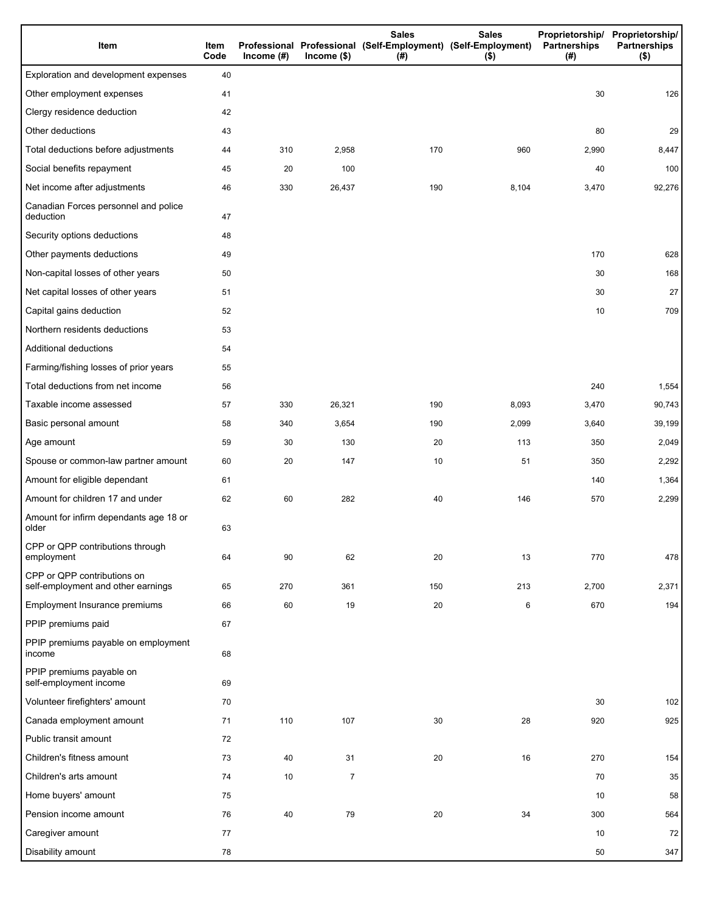| Item | Item Code | Professional Income (#) | Professional Income ($) | Sales (Self-Employment) (#) | Sales (Self-Employment) ($) | Proprietorship/ Partnerships (#) | Proprietorship/ Partnerships ($) |
|---|---|---|---|---|---|---|---|
| Exploration and development expenses | 40 | | | | | | |
| Other employment expenses | 41 | | | | | 30 | 126 |
| Clergy residence deduction | 42 | | | | | | |
| Other deductions | 43 | | | | | 80 | 29 |
| Total deductions before adjustments | 44 | 310 | 2,958 | 170 | 960 | 2,990 | 8,447 |
| Social benefits repayment | 45 | 20 | 100 | | | 40 | 100 |
| Net income after adjustments | 46 | 330 | 26,437 | 190 | 8,104 | 3,470 | 92,276 |
| Canadian Forces personnel and police deduction | 47 | | | | | | |
| Security options deductions | 48 | | | | | | |
| Other payments deductions | 49 | | | | | 170 | 628 |
| Non-capital losses of other years | 50 | | | | | 30 | 168 |
| Net capital losses of other years | 51 | | | | | 30 | 27 |
| Capital gains deduction | 52 | | | | | 10 | 709 |
| Northern residents deductions | 53 | | | | | | |
| Additional deductions | 54 | | | | | | |
| Farming/fishing losses of prior years | 55 | | | | | | |
| Total deductions from net income | 56 | | | | | 240 | 1,554 |
| Taxable income assessed | 57 | 330 | 26,321 | 190 | 8,093 | 3,470 | 90,743 |
| Basic personal amount | 58 | 340 | 3,654 | 190 | 2,099 | 3,640 | 39,199 |
| Age amount | 59 | 30 | 130 | 20 | 113 | 350 | 2,049 |
| Spouse or common-law partner amount | 60 | 20 | 147 | 10 | 51 | 350 | 2,292 |
| Amount for eligible dependant | 61 | | | | | 140 | 1,364 |
| Amount for children 17 and under | 62 | 60 | 282 | 40 | 146 | 570 | 2,299 |
| Amount for infirm dependants age 18 or older | 63 | | | | | | |
| CPP or QPP contributions through employment | 64 | 90 | 62 | 20 | 13 | 770 | 478 |
| CPP or QPP contributions on self-employment and other earnings | 65 | 270 | 361 | 150 | 213 | 2,700 | 2,371 |
| Employment Insurance premiums | 66 | 60 | 19 | 20 | 6 | 670 | 194 |
| PPIP premiums paid | 67 | | | | | | |
| PPIP premiums payable on employment income | 68 | | | | | | |
| PPIP premiums payable on self-employment income | 69 | | | | | | |
| Volunteer firefighters' amount | 70 | | | | | 30 | 102 |
| Canada employment amount | 71 | 110 | 107 | 30 | 28 | 920 | 925 |
| Public transit amount | 72 | | | | | | |
| Children's fitness amount | 73 | 40 | 31 | 20 | 16 | 270 | 154 |
| Children's arts amount | 74 | 10 | 7 | | | 70 | 35 |
| Home buyers' amount | 75 | | | | | 10 | 58 |
| Pension income amount | 76 | 40 | 79 | 20 | 34 | 300 | 564 |
| Caregiver amount | 77 | | | | | 10 | 72 |
| Disability amount | 78 | | | | | 50 | 347 |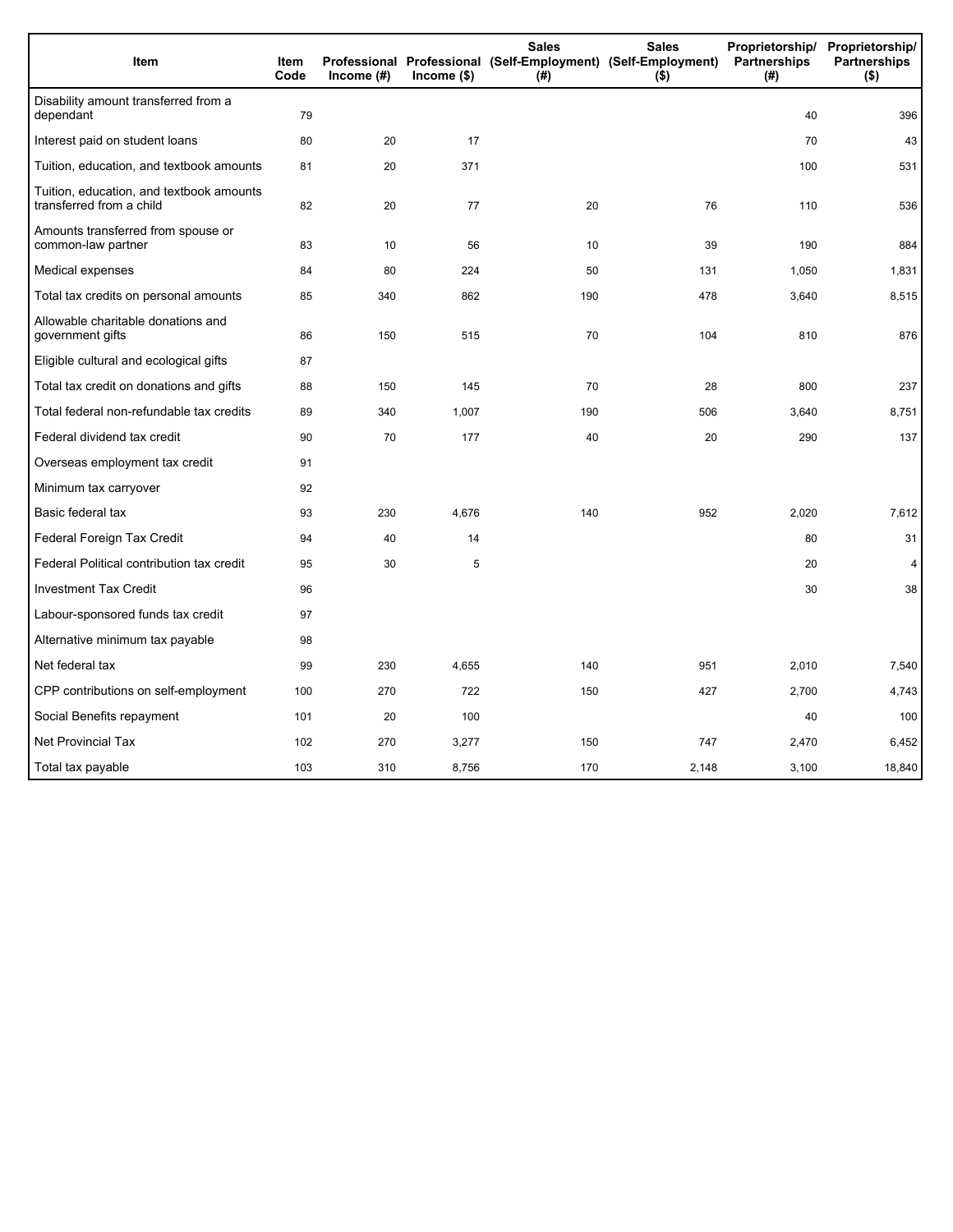| Item | Item Code | Professional Income (#) | Professional Income ($) | Sales (Self-Employment) (#) | Sales (Self-Employment) ($) | Proprietorship/ Partnerships (#) | Proprietorship/ Partnerships ($) |
|---|---|---|---|---|---|---|---|
| Disability amount transferred from a dependant | 79 | | | | | 40 | 396 |
| Interest paid on student loans | 80 | 20 | 17 | | | 70 | 43 |
| Tuition, education, and textbook amounts | 81 | 20 | 371 | | | 100 | 531 |
| Tuition, education, and textbook amounts transferred from a child | 82 | 20 | 77 | 20 | 76 | 110 | 536 |
| Amounts transferred from spouse or common-law partner | 83 | 10 | 56 | 10 | 39 | 190 | 884 |
| Medical expenses | 84 | 80 | 224 | 50 | 131 | 1,050 | 1,831 |
| Total tax credits on personal amounts | 85 | 340 | 862 | 190 | 478 | 3,640 | 8,515 |
| Allowable charitable donations and government gifts | 86 | 150 | 515 | 70 | 104 | 810 | 876 |
| Eligible cultural and ecological gifts | 87 | | | | | | |
| Total tax credit on donations and gifts | 88 | 150 | 145 | 70 | 28 | 800 | 237 |
| Total federal non-refundable tax credits | 89 | 340 | 1,007 | 190 | 506 | 3,640 | 8,751 |
| Federal dividend tax credit | 90 | 70 | 177 | 40 | 20 | 290 | 137 |
| Overseas employment tax credit | 91 | | | | | | |
| Minimum tax carryover | 92 | | | | | | |
| Basic federal tax | 93 | 230 | 4,676 | 140 | 952 | 2,020 | 7,612 |
| Federal Foreign Tax Credit | 94 | 40 | 14 | | | 80 | 31 |
| Federal Political contribution tax credit | 95 | 30 | 5 | | | 20 | 4 |
| Investment Tax Credit | 96 | | | | | 30 | 38 |
| Labour-sponsored funds tax credit | 97 | | | | | | |
| Alternative minimum tax payable | 98 | | | | | | |
| Net federal tax | 99 | 230 | 4,655 | 140 | 951 | 2,010 | 7,540 |
| CPP contributions on self-employment | 100 | 270 | 722 | 150 | 427 | 2,700 | 4,743 |
| Social Benefits repayment | 101 | 20 | 100 | | | 40 | 100 |
| Net Provincial Tax | 102 | 270 | 3,277 | 150 | 747 | 2,470 | 6,452 |
| Total tax payable | 103 | 310 | 8,756 | 170 | 2,148 | 3,100 | 18,840 |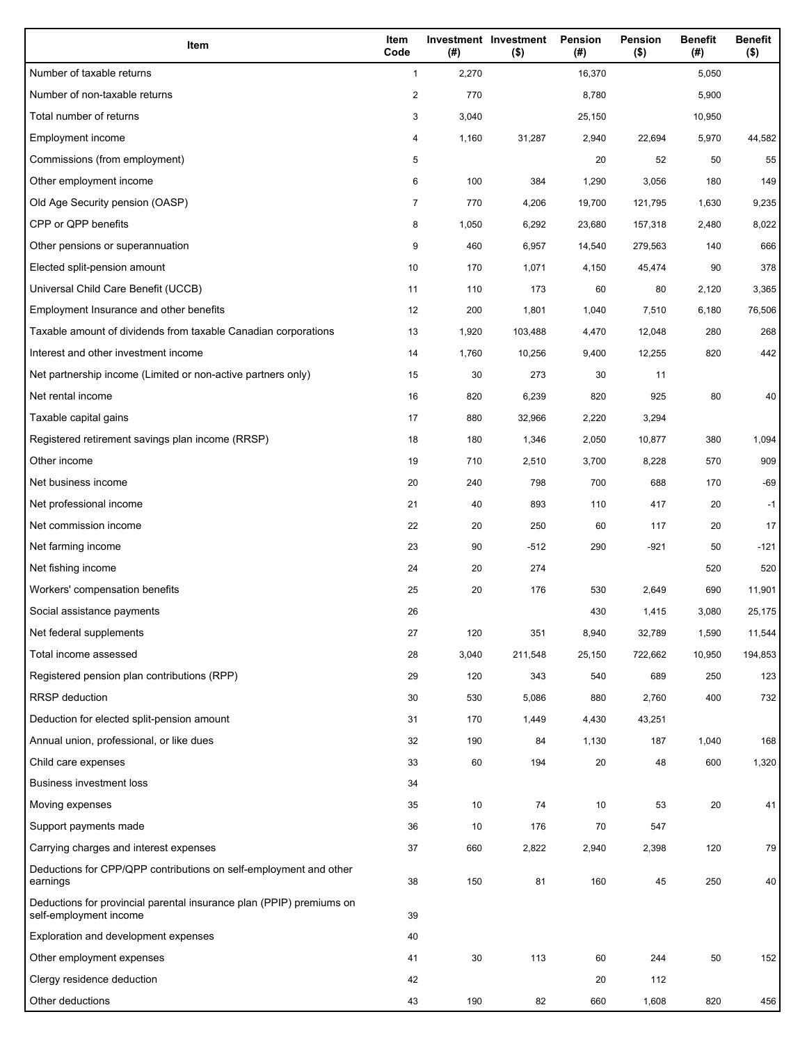| Item | Item Code | Investment (#) | Investment ($) | Pension (#) | Pension ($) | Benefit (#) | Benefit ($) |
|---|---|---|---|---|---|---|---|
| Number of taxable returns | 1 | 2,270 | | 16,370 | | 5,050 | |
| Number of non-taxable returns | 2 | 770 | | 8,780 | | 5,900 | |
| Total number of returns | 3 | 3,040 | | 25,150 | | 10,950 | |
| Employment income | 4 | 1,160 | 31,287 | 2,940 | 22,694 | 5,970 | 44,582 |
| Commissions (from employment) | 5 | | | 20 | 52 | 50 | 55 |
| Other employment income | 6 | 100 | 384 | 1,290 | 3,056 | 180 | 149 |
| Old Age Security pension (OASP) | 7 | 770 | 4,206 | 19,700 | 121,795 | 1,630 | 9,235 |
| CPP or QPP benefits | 8 | 1,050 | 6,292 | 23,680 | 157,318 | 2,480 | 8,022 |
| Other pensions or superannuation | 9 | 460 | 6,957 | 14,540 | 279,563 | 140 | 666 |
| Elected split-pension amount | 10 | 170 | 1,071 | 4,150 | 45,474 | 90 | 378 |
| Universal Child Care Benefit (UCCB) | 11 | 110 | 173 | 60 | 80 | 2,120 | 3,365 |
| Employment Insurance and other benefits | 12 | 200 | 1,801 | 1,040 | 7,510 | 6,180 | 76,506 |
| Taxable amount of dividends from taxable Canadian corporations | 13 | 1,920 | 103,488 | 4,470 | 12,048 | 280 | 268 |
| Interest and other investment income | 14 | 1,760 | 10,256 | 9,400 | 12,255 | 820 | 442 |
| Net partnership income (Limited or non-active partners only) | 15 | 30 | 273 | 30 | 11 | | |
| Net rental income | 16 | 820 | 6,239 | 820 | 925 | 80 | 40 |
| Taxable capital gains | 17 | 880 | 32,966 | 2,220 | 3,294 | | |
| Registered retirement savings plan income (RRSP) | 18 | 180 | 1,346 | 2,050 | 10,877 | 380 | 1,094 |
| Other income | 19 | 710 | 2,510 | 3,700 | 8,228 | 570 | 909 |
| Net business income | 20 | 240 | 798 | 700 | 688 | 170 | -69 |
| Net professional income | 21 | 40 | 893 | 110 | 417 | 20 | -1 |
| Net commission income | 22 | 20 | 250 | 60 | 117 | 20 | 17 |
| Net farming income | 23 | 90 | -512 | 290 | -921 | 50 | -121 |
| Net fishing income | 24 | 20 | 274 | | | 520 | 520 |
| Workers' compensation benefits | 25 | 20 | 176 | 530 | 2,649 | 690 | 11,901 |
| Social assistance payments | 26 | | | 430 | 1,415 | 3,080 | 25,175 |
| Net federal supplements | 27 | 120 | 351 | 8,940 | 32,789 | 1,590 | 11,544 |
| Total income assessed | 28 | 3,040 | 211,548 | 25,150 | 722,662 | 10,950 | 194,853 |
| Registered pension plan contributions (RPP) | 29 | 120 | 343 | 540 | 689 | 250 | 123 |
| RRSP deduction | 30 | 530 | 5,086 | 880 | 2,760 | 400 | 732 |
| Deduction for elected split-pension amount | 31 | 170 | 1,449 | 4,430 | 43,251 | | |
| Annual union, professional, or like dues | 32 | 190 | 84 | 1,130 | 187 | 1,040 | 168 |
| Child care expenses | 33 | 60 | 194 | 20 | 48 | 600 | 1,320 |
| Business investment loss | 34 | | | | | | |
| Moving expenses | 35 | 10 | 74 | 10 | 53 | 20 | 41 |
| Support payments made | 36 | 10 | 176 | 70 | 547 | | |
| Carrying charges and interest expenses | 37 | 660 | 2,822 | 2,940 | 2,398 | 120 | 79 |
| Deductions for CPP/QPP contributions on self-employment and other earnings | 38 | 150 | 81 | 160 | 45 | 250 | 40 |
| Deductions for provincial parental insurance plan (PPIP) premiums on self-employment income | 39 | | | | | | |
| Exploration and development expenses | 40 | | | | | | |
| Other employment expenses | 41 | 30 | 113 | 60 | 244 | 50 | 152 |
| Clergy residence deduction | 42 | | | 20 | 112 | | |
| Other deductions | 43 | 190 | 82 | 660 | 1,608 | 820 | 456 |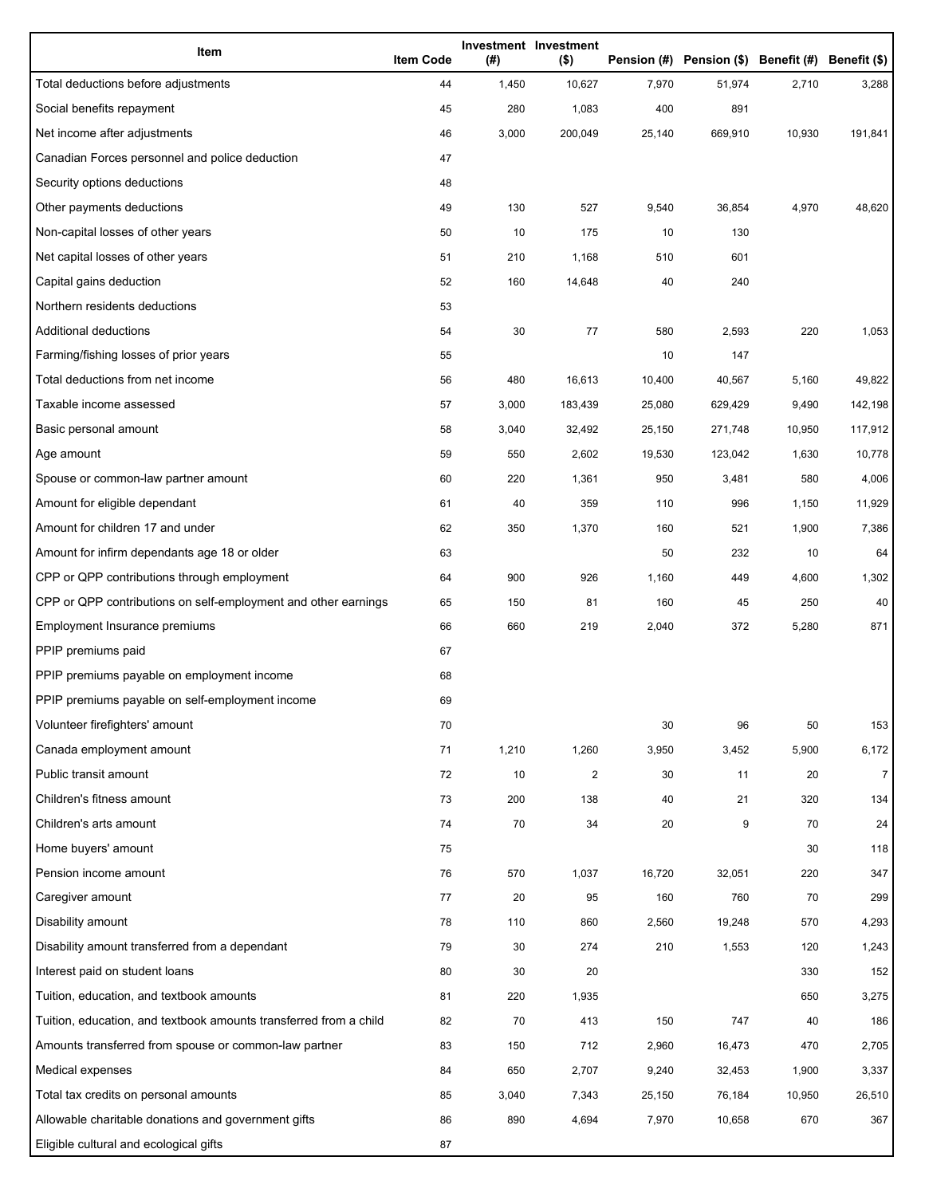| Item | Item Code | Investment (#) | Investment ($) | Pension (#) | Pension ($) | Benefit (#) | Benefit ($) |
|---|---|---|---|---|---|---|---|
| Total deductions before adjustments | 44 | 1,450 | 10,627 | 7,970 | 51,974 | 2,710 | 3,288 |
| Social benefits repayment | 45 | 280 | 1,083 | 400 | 891 | | |
| Net income after adjustments | 46 | 3,000 | 200,049 | 25,140 | 669,910 | 10,930 | 191,841 |
| Canadian Forces personnel and police deduction | 47 | | | | | | |
| Security options deductions | 48 | | | | | | |
| Other payments deductions | 49 | 130 | 527 | 9,540 | 36,854 | 4,970 | 48,620 |
| Non-capital losses of other years | 50 | 10 | 175 | 10 | 130 | | |
| Net capital losses of other years | 51 | 210 | 1,168 | 510 | 601 | | |
| Capital gains deduction | 52 | 160 | 14,648 | 40 | 240 | | |
| Northern residents deductions | 53 | | | | | | |
| Additional deductions | 54 | 30 | 77 | 580 | 2,593 | 220 | 1,053 |
| Farming/fishing losses of prior years | 55 | | | 10 | 147 | | |
| Total deductions from net income | 56 | 480 | 16,613 | 10,400 | 40,567 | 5,160 | 49,822 |
| Taxable income assessed | 57 | 3,000 | 183,439 | 25,080 | 629,429 | 9,490 | 142,198 |
| Basic personal amount | 58 | 3,040 | 32,492 | 25,150 | 271,748 | 10,950 | 117,912 |
| Age amount | 59 | 550 | 2,602 | 19,530 | 123,042 | 1,630 | 10,778 |
| Spouse or common-law partner amount | 60 | 220 | 1,361 | 950 | 3,481 | 580 | 4,006 |
| Amount for eligible dependant | 61 | 40 | 359 | 110 | 996 | 1,150 | 11,929 |
| Amount for children 17 and under | 62 | 350 | 1,370 | 160 | 521 | 1,900 | 7,386 |
| Amount for infirm dependants age 18 or older | 63 | | | 50 | 232 | 10 | 64 |
| CPP or QPP contributions through employment | 64 | 900 | 926 | 1,160 | 449 | 4,600 | 1,302 |
| CPP or QPP contributions on self-employment and other earnings | 65 | 150 | 81 | 160 | 45 | 250 | 40 |
| Employment Insurance premiums | 66 | 660 | 219 | 2,040 | 372 | 5,280 | 871 |
| PPIP premiums paid | 67 | | | | | | |
| PPIP premiums payable on employment income | 68 | | | | | | |
| PPIP premiums payable on self-employment income | 69 | | | | | | |
| Volunteer firefighters' amount | 70 | | | 30 | 96 | 50 | 153 |
| Canada employment amount | 71 | 1,210 | 1,260 | 3,950 | 3,452 | 5,900 | 6,172 |
| Public transit amount | 72 | 10 | 2 | 30 | 11 | 20 | 7 |
| Children's fitness amount | 73 | 200 | 138 | 40 | 21 | 320 | 134 |
| Children's arts amount | 74 | 70 | 34 | 20 | 9 | 70 | 24 |
| Home buyers' amount | 75 | | | | | 30 | 118 |
| Pension income amount | 76 | 570 | 1,037 | 16,720 | 32,051 | 220 | 347 |
| Caregiver amount | 77 | 20 | 95 | 160 | 760 | 70 | 299 |
| Disability amount | 78 | 110 | 860 | 2,560 | 19,248 | 570 | 4,293 |
| Disability amount transferred from a dependant | 79 | 30 | 274 | 210 | 1,553 | 120 | 1,243 |
| Interest paid on student loans | 80 | 30 | 20 | | | 330 | 152 |
| Tuition, education, and textbook amounts | 81 | 220 | 1,935 | | | 650 | 3,275 |
| Tuition, education, and textbook amounts transferred from a child | 82 | 70 | 413 | 150 | 747 | 40 | 186 |
| Amounts transferred from spouse or common-law partner | 83 | 150 | 712 | 2,960 | 16,473 | 470 | 2,705 |
| Medical expenses | 84 | 650 | 2,707 | 9,240 | 32,453 | 1,900 | 3,337 |
| Total tax credits on personal amounts | 85 | 3,040 | 7,343 | 25,150 | 76,184 | 10,950 | 26,510 |
| Allowable charitable donations and government gifts | 86 | 890 | 4,694 | 7,970 | 10,658 | 670 | 367 |
| Eligible cultural and ecological gifts | 87 | | | | | | |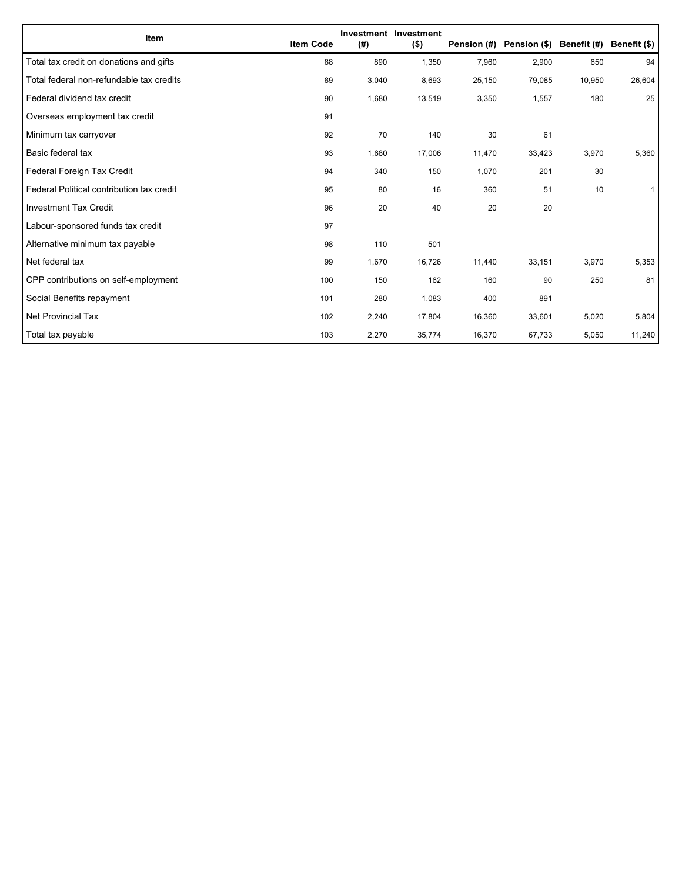| Item | Item Code | Investment (#) | Investment ($) | Pension (#) | Pension ($) | Benefit (#) | Benefit ($) |
| --- | --- | --- | --- | --- | --- | --- | --- |
| Total tax credit on donations and gifts | 88 | 890 | 1,350 | 7,960 | 2,900 | 650 | 94 |
| Total federal non-refundable tax credits | 89 | 3,040 | 8,693 | 25,150 | 79,085 | 10,950 | 26,604 |
| Federal dividend tax credit | 90 | 1,680 | 13,519 | 3,350 | 1,557 | 180 | 25 |
| Overseas employment tax credit | 91 | | | | | | |
| Minimum tax carryover | 92 | 70 | 140 | 30 | 61 | | |
| Basic federal tax | 93 | 1,680 | 17,006 | 11,470 | 33,423 | 3,970 | 5,360 |
| Federal Foreign Tax Credit | 94 | 340 | 150 | 1,070 | 201 | 30 | |
| Federal Political contribution tax credit | 95 | 80 | 16 | 360 | 51 | 10 | 1 |
| Investment Tax Credit | 96 | 20 | 40 | 20 | 20 | | |
| Labour-sponsored funds tax credit | 97 | | | | | | |
| Alternative minimum tax payable | 98 | 110 | 501 | | | | |
| Net federal tax | 99 | 1,670 | 16,726 | 11,440 | 33,151 | 3,970 | 5,353 |
| CPP contributions on self-employment | 100 | 150 | 162 | 160 | 90 | 250 | 81 |
| Social Benefits repayment | 101 | 280 | 1,083 | 400 | 891 | | |
| Net Provincial Tax | 102 | 2,240 | 17,804 | 16,360 | 33,601 | 5,020 | 5,804 |
| Total tax payable | 103 | 2,270 | 35,774 | 16,370 | 67,733 | 5,050 | 11,240 |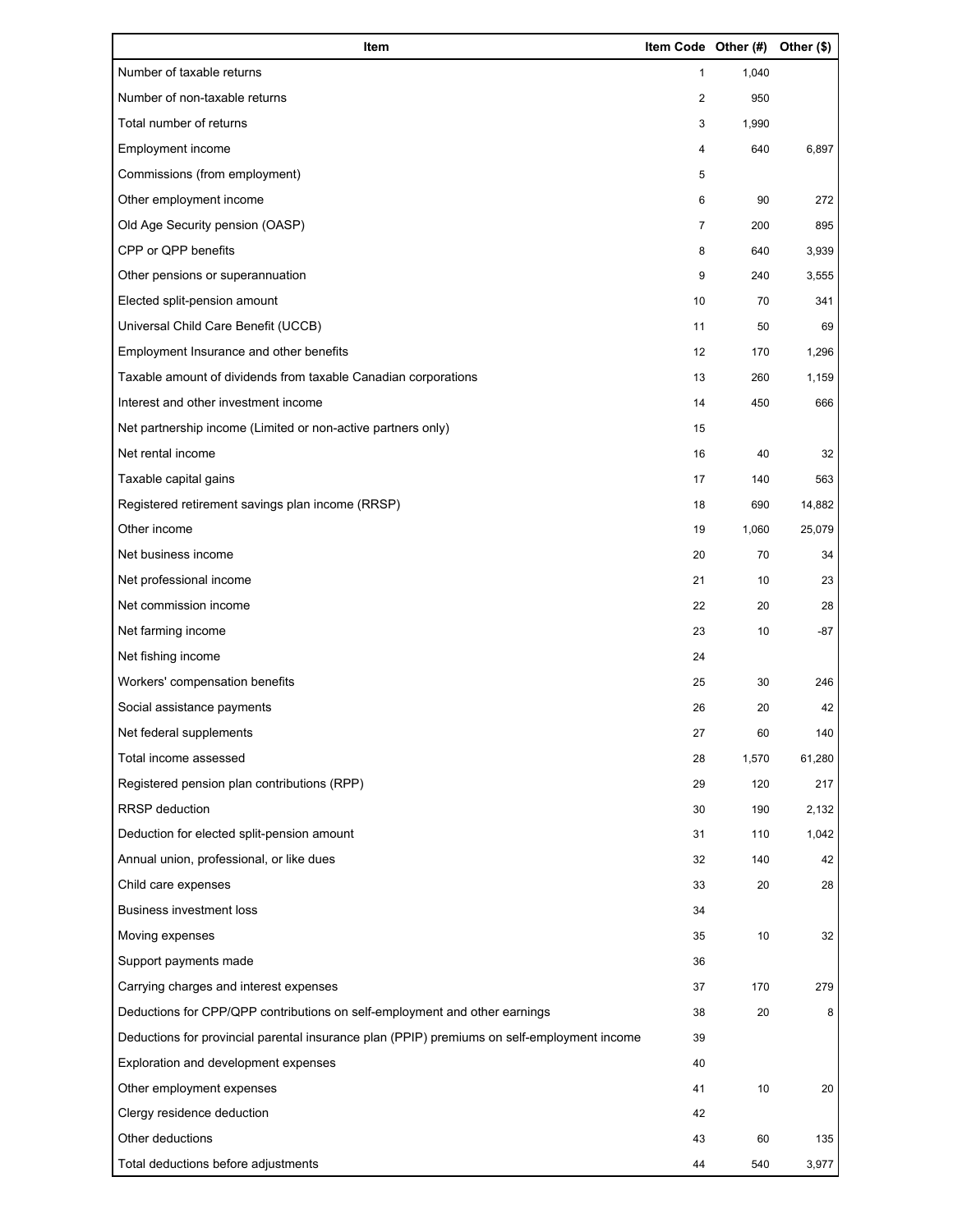| Item | Item Code | Other (#) | Other ($) |
| --- | --- | --- | --- |
| Number of taxable returns | 1 | 1,040 | |
| Number of non-taxable returns | 2 | 950 | |
| Total number of returns | 3 | 1,990 | |
| Employment income | 4 | 640 | 6,897 |
| Commissions (from employment) | 5 | | |
| Other employment income | 6 | 90 | 272 |
| Old Age Security pension (OASP) | 7 | 200 | 895 |
| CPP or QPP benefits | 8 | 640 | 3,939 |
| Other pensions or superannuation | 9 | 240 | 3,555 |
| Elected split-pension amount | 10 | 70 | 341 |
| Universal Child Care Benefit (UCCB) | 11 | 50 | 69 |
| Employment Insurance and other benefits | 12 | 170 | 1,296 |
| Taxable amount of dividends from taxable Canadian corporations | 13 | 260 | 1,159 |
| Interest and other investment income | 14 | 450 | 666 |
| Net partnership income (Limited or non-active partners only) | 15 | | |
| Net rental income | 16 | 40 | 32 |
| Taxable capital gains | 17 | 140 | 563 |
| Registered retirement savings plan income (RRSP) | 18 | 690 | 14,882 |
| Other income | 19 | 1,060 | 25,079 |
| Net business income | 20 | 70 | 34 |
| Net professional income | 21 | 10 | 23 |
| Net commission income | 22 | 20 | 28 |
| Net farming income | 23 | 10 | -87 |
| Net fishing income | 24 | | |
| Workers' compensation benefits | 25 | 30 | 246 |
| Social assistance payments | 26 | 20 | 42 |
| Net federal supplements | 27 | 60 | 140 |
| Total income assessed | 28 | 1,570 | 61,280 |
| Registered pension plan contributions (RPP) | 29 | 120 | 217 |
| RRSP deduction | 30 | 190 | 2,132 |
| Deduction for elected split-pension amount | 31 | 110 | 1,042 |
| Annual union, professional, or like dues | 32 | 140 | 42 |
| Child care expenses | 33 | 20 | 28 |
| Business investment loss | 34 | | |
| Moving expenses | 35 | 10 | 32 |
| Support payments made | 36 | | |
| Carrying charges and interest expenses | 37 | 170 | 279 |
| Deductions for CPP/QPP contributions on self-employment and other earnings | 38 | 20 | 8 |
| Deductions for provincial parental insurance plan (PPIP) premiums on self-employment income | 39 | | |
| Exploration and development expenses | 40 | | |
| Other employment expenses | 41 | 10 | 20 |
| Clergy residence deduction | 42 | | |
| Other deductions | 43 | 60 | 135 |
| Total deductions before adjustments | 44 | 540 | 3,977 |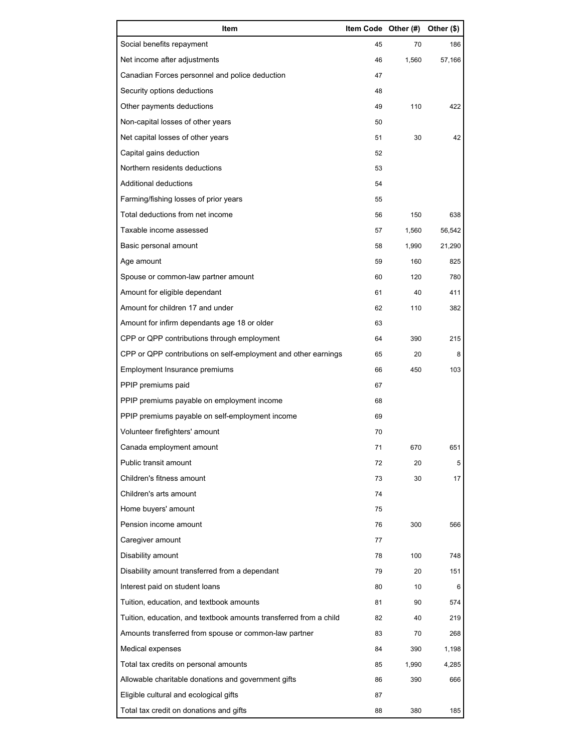| Item | Item Code | Other (#) | Other ($) |
| --- | --- | --- | --- |
| Social benefits repayment | 45 | 70 | 186 |
| Net income after adjustments | 46 | 1,560 | 57,166 |
| Canadian Forces personnel and police deduction | 47 | | |
| Security options deductions | 48 | | |
| Other payments deductions | 49 | 110 | 422 |
| Non-capital losses of other years | 50 | | |
| Net capital losses of other years | 51 | 30 | 42 |
| Capital gains deduction | 52 | | |
| Northern residents deductions | 53 | | |
| Additional deductions | 54 | | |
| Farming/fishing losses of prior years | 55 | | |
| Total deductions from net income | 56 | 150 | 638 |
| Taxable income assessed | 57 | 1,560 | 56,542 |
| Basic personal amount | 58 | 1,990 | 21,290 |
| Age amount | 59 | 160 | 825 |
| Spouse or common-law partner amount | 60 | 120 | 780 |
| Amount for eligible dependant | 61 | 40 | 411 |
| Amount for children 17 and under | 62 | 110 | 382 |
| Amount for infirm dependants age 18 or older | 63 | | |
| CPP or QPP contributions through employment | 64 | 390 | 215 |
| CPP or QPP contributions on self-employment and other earnings | 65 | 20 | 8 |
| Employment Insurance premiums | 66 | 450 | 103 |
| PPIP premiums paid | 67 | | |
| PPIP premiums payable on employment income | 68 | | |
| PPIP premiums payable on self-employment income | 69 | | |
| Volunteer firefighters' amount | 70 | | |
| Canada employment amount | 71 | 670 | 651 |
| Public transit amount | 72 | 20 | 5 |
| Children's fitness amount | 73 | 30 | 17 |
| Children's arts amount | 74 | | |
| Home buyers' amount | 75 | | |
| Pension income amount | 76 | 300 | 566 |
| Caregiver amount | 77 | | |
| Disability amount | 78 | 100 | 748 |
| Disability amount transferred from a dependant | 79 | 20 | 151 |
| Interest paid on student loans | 80 | 10 | 6 |
| Tuition, education, and textbook amounts | 81 | 90 | 574 |
| Tuition, education, and textbook amounts transferred from a child | 82 | 40 | 219 |
| Amounts transferred from spouse or common-law partner | 83 | 70 | 268 |
| Medical expenses | 84 | 390 | 1,198 |
| Total tax credits on personal amounts | 85 | 1,990 | 4,285 |
| Allowable charitable donations and government gifts | 86 | 390 | 666 |
| Eligible cultural and ecological gifts | 87 | | |
| Total tax credit on donations and gifts | 88 | 380 | 185 |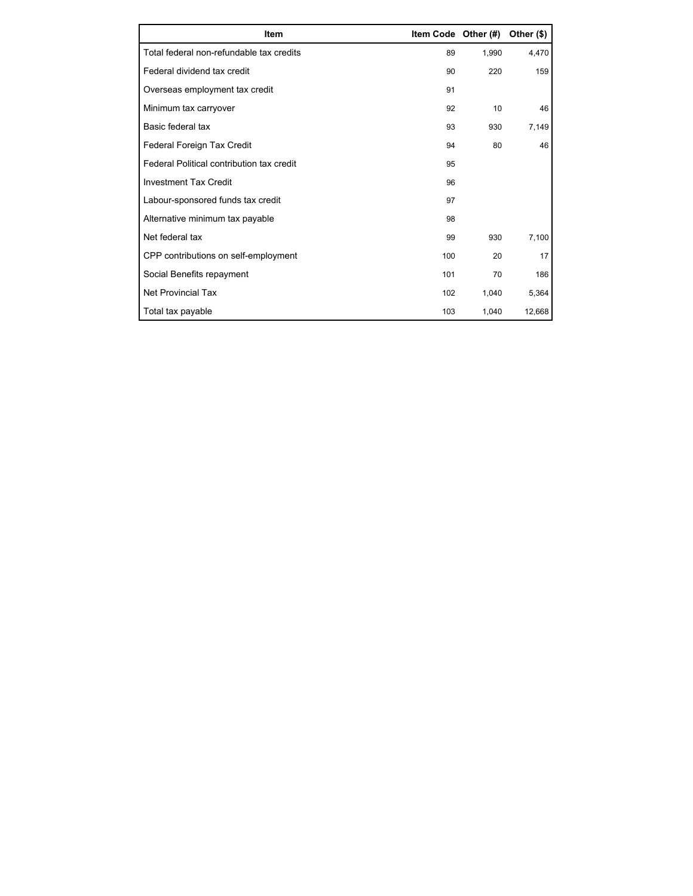| Item | Item Code | Other (#) | Other ($) |
| --- | --- | --- | --- |
| Total federal non-refundable tax credits | 89 | 1,990 | 4,470 |
| Federal dividend tax credit | 90 | 220 | 159 |
| Overseas employment tax credit | 91 | | |
| Minimum tax carryover | 92 | 10 | 46 |
| Basic federal tax | 93 | 930 | 7,149 |
| Federal Foreign Tax Credit | 94 | 80 | 46 |
| Federal Political contribution tax credit | 95 | | |
| Investment Tax Credit | 96 | | |
| Labour-sponsored funds tax credit | 97 | | |
| Alternative minimum tax payable | 98 | | |
| Net federal tax | 99 | 930 | 7,100 |
| CPP contributions on self-employment | 100 | 20 | 17 |
| Social Benefits repayment | 101 | 70 | 186 |
| Net Provincial Tax | 102 | 1,040 | 5,364 |
| Total tax payable | 103 | 1,040 | 12,668 |